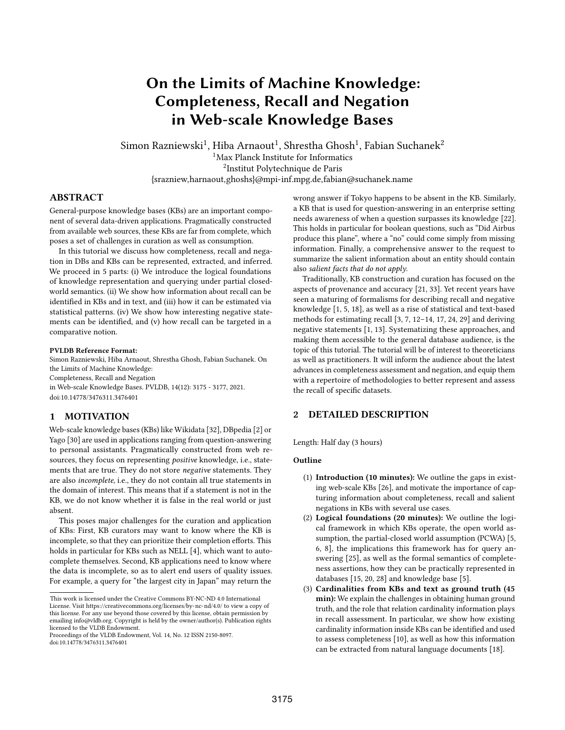# On the Limits of Machine Knowledge: Completeness, Recall and Negation in Web-scale Knowledge Bases

Simon Razniewski[1], Hiba Arnaout[1], Shrestha Ghosh[1], Fabian Suchanek[2]

[1]Max Planck Institute for Informatics

[2]Institut Polytechnique de Paris

{srazniew,harnaout,ghoshs}@mpi-inf.mpg.de,fabian@suchanek.name

## ABSTRACT

General-purpose knowledge bases (KBs) are an important component of several data-driven applications. Pragmatically constructed from available web sources, these KBs are far from complete, which poses a set of challenges in curation as well as consumption.

In this tutorial we discuss how completeness, recall and negation in DBs and KBs can be represented, extracted, and inferred. We proceed in 5 parts: (i) We introduce the logical foundations of knowledge representation and querying under partial closed-world semantics. (ii) We show how information about recall can be identified in KBs and in text, and (iii) how it can be estimated via statistical patterns. (iv) We show how interesting negative statements can be identified, and (v) how recall can be targeted in a comparative notion.

**PVLDB Reference Format:**

Simon Razniewski, Hiba Arnaout, Shrestha Ghosh, Fabian Suchanek. On the Limits of Machine Knowledge:
Completeness, Recall and Negation
in Web-scale Knowledge Bases. PVLDB, 14(12): 3175 - 3177, 2021.
doi:10.14778/3476311.3476401

## 1 MOTIVATION

Web-scale knowledge bases (KBs) like Wikidata [32], DBpedia [2] or Yago [30] are used in applications ranging from question-answering to personal assistants. Pragmatically constructed from web resources, they focus on representing *positive* knowledge, i.e., statements that are true. They do not store *negative* statements. They are also *incomplete*, i.e., they do not contain all true statements in the domain of interest. This means that if a statement is not in the KB, we do not know whether it is false in the real world or just absent.

This poses major challenges for the curation and application of KBs: First, KB curators may want to know where the KB is incomplete, so that they can prioritize their completion efforts. This holds in particular for KBs such as NELL [4], which want to auto-complete themselves. Second, KB applications need to know where the data is incomplete, so as to alert end users of quality issues. For example, a query for "the largest city in Japan" may return the wrong answer if Tokyo happens to be absent in the KB. Similarly, a KB that is used for question-answering in an enterprise setting needs awareness of when a question surpasses its knowledge [22]. This holds in particular for boolean questions, such as "Did Airbus produce this plane", where a "no" could come simply from missing information. Finally, a comprehensive answer to the request to summarize the salient information about an entity should contain also *salient facts that do not apply.*

Traditionally, KB construction and curation has focused on the aspects of provenance and accuracy [21, 33]. Yet recent years have seen a maturing of formalisms for describing recall and negative knowledge [1, 5, 18], as well as a rise of statistical and text-based methods for estimating recall [3, 7, 12–14, 17, 24, 29] and deriving negative statements [1, 13]. Systematizing these approaches, and making them accessible to the general database audience, is the topic of this tutorial. The tutorial will be of interest to theoreticians as well as practitioners. It will inform the audience about the latest advances in completeness assessment and negation, and equip them with a repertoire of methodologies to better represent and assess the recall of specific datasets.

## 2 DETAILED DESCRIPTION

Length: Half day (3 hours)

**Outline**

(1) **Introduction (10 minutes):** We outline the gaps in existing web-scale KBs [26], and motivate the importance of capturing information about completeness, recall and salient negations in KBs with several use cases.

(2) **Logical foundations (20 minutes):** We outline the logical framework in which KBs operate, the open world assumption, the partial-closed world assumption (PCWA) [5, 6, 8], the implications this framework has for query answering [25], as well as the formal semantics of completeness assertions, how they can be practically represented in databases [15, 20, 28] and knowledge base [5].

(3) **Cardinalities from KBs and text as ground truth (45 min):** We explain the challenges in obtaining human ground truth, and the role that relation cardinality information plays in recall assessment. In particular, we show how existing cardinality information inside KBs can be identified and used to assess completeness [10], as well as how this information can be extracted from natural language documents [18].

---

This work is licensed under the Creative Commons BY-NC-ND 4.0 International License. Visit https://creativecommons.org/licenses/by-nc-nd/4.0/ to view a copy of this license. For any use beyond those covered by this license, obtain permission by emailing info@vldb.org. Copyright is held by the owner/author(s). Publication rights licensed to the VLDB Endowment.

Proceedings of the VLDB Endowment, Vol. 14, No. 12 ISSN 2150-8097.
doi:10.14778/3476311.3476401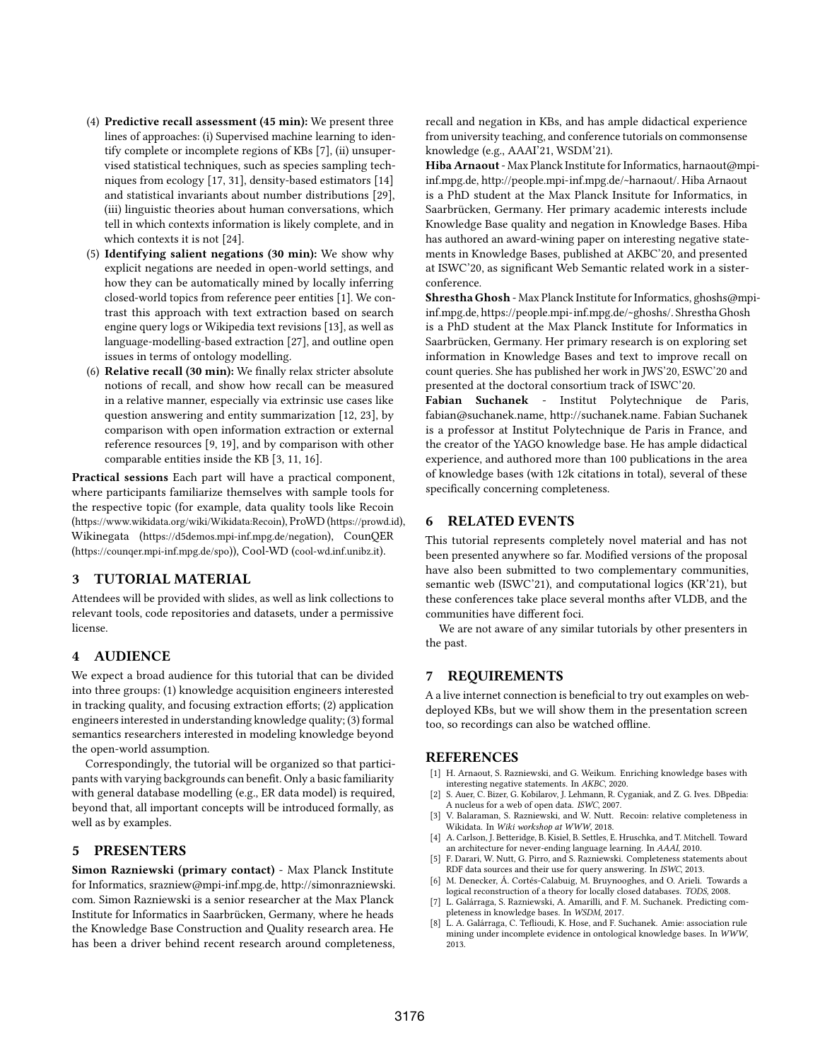(4) **Predictive recall assessment (45 min):** We present three lines of approaches: (i) Supervised machine learning to identify complete or incomplete regions of KBs [7], (ii) unsupervised statistical techniques, such as species sampling techniques from ecology [17, 31], density-based estimators [14] and statistical invariants about number distributions [29], (iii) linguistic theories about human conversations, which tell in which contexts information is likely complete, and in which contexts it is not [24].

(5) **Identifying salient negations (30 min):** We show why explicit negations are needed in open-world settings, and how they can be automatically mined by locally inferring closed-world topics from reference peer entities [1]. We contrast this approach with text extraction based on search engine query logs or Wikipedia text revisions [13], as well as language-modelling-based extraction [27], and outline open issues in terms of ontology modelling.

(6) **Relative recall (30 min):** We finally relax stricter absolute notions of recall, and show how recall can be measured in a relative manner, especially via extrinsic use cases like question answering and entity summarization [12, 23], by comparison with open information extraction or external reference resources [9, 19], and by comparison with other comparable entities inside the KB [3, 11, 16].

**Practical sessions** Each part will have a practical component, where participants familiarize themselves with sample tools for the respective topic (for example, data quality tools like Recoin (https://www.wikidata.org/wiki/Wikidata:Recoin), ProWD (https://prowd.id), Wikinegata (https://d5demos.mpi-inf.mpg.de/negation), CounQER (https://counqer.mpi-inf.mpg.de/spo)), Cool-WD (cool-wd.inf.unibz.it).

## 3 TUTORIAL MATERIAL

Attendees will be provided with slides, as well as link collections to relevant tools, code repositories and datasets, under a permissive license.

## 4 AUDIENCE

We expect a broad audience for this tutorial that can be divided into three groups: (1) knowledge acquisition engineers interested in tracking quality, and focusing extraction efforts; (2) application engineers interested in understanding knowledge quality; (3) formal semantics researchers interested in modeling knowledge beyond the open-world assumption.

Correspondingly, the tutorial will be organized so that participants with varying backgrounds can benefit. Only a basic familiarity with general database modelling (e.g., ER data model) is required, beyond that, all important concepts will be introduced formally, as well as by examples.

## 5 PRESENTERS

**Simon Razniewski (primary contact)** - Max Planck Institute for Informatics, srazniew@mpi-inf.mpg.de, http://simonrazniewski.com. Simon Razniewski is a senior researcher at the Max Planck Institute for Informatics in Saarbrücken, Germany, where he heads the Knowledge Base Construction and Quality research area. He has been a driver behind recent research around completeness, recall and negation in KBs, and has ample didactical experience from university teaching, and conference tutorials on commonsense knowledge (e.g., AAAI'21, WSDM'21).

**Hiba Arnaout** - Max Planck Institute for Informatics, harnaout@mpi-inf.mpg.de, http://people.mpi-inf.mpg.de/~harnaout/. Hiba Arnaout is a PhD student at the Max Planck Insitute for Informatics, in Saarbrücken, Germany. Her primary academic interests include Knowledge Base quality and negation in Knowledge Bases. Hiba has authored an award-wining paper on interesting negative statements in Knowledge Bases, published at AKBC'20, and presented at ISWC'20, as significant Web Semantic related work in a sister-conference.

**Shrestha Ghosh** - Max Planck Institute for Informatics, ghoshs@mpi-inf.mpg.de, https://people.mpi-inf.mpg.de/~ghoshs/. Shrestha Ghosh is a PhD student at the Max Planck Institute for Informatics in Saarbrücken, Germany. Her primary research is on exploring set information in Knowledge Bases and text to improve recall on count queries. She has published her work in JWS'20, ESWC'20 and presented at the doctoral consortium track of ISWC'20.

**Fabian Suchanek** - Institut Polytechnique de Paris, fabian@suchanek.name, http://suchanek.name. Fabian Suchanek is a professor at Institut Polytechnique de Paris in France, and the creator of the YAGO knowledge base. He has ample didactical experience, and authored more than 100 publications in the area of knowledge bases (with 12k citations in total), several of these specifically concerning completeness.

## 6 RELATED EVENTS

This tutorial represents completely novel material and has not been presented anywhere so far. Modified versions of the proposal have also been submitted to two complementary communities, semantic web (ISWC'21), and computational logics (KR'21), but these conferences take place several months after VLDB, and the communities have different foci.

We are not aware of any similar tutorials by other presenters in the past.

## 7 REQUIREMENTS

A a live internet connection is beneficial to try out examples on web-deployed KBs, but we will show them in the presentation screen too, so recordings can also be watched offline.

## REFERENCES

[1] H. Arnaout, S. Razniewski, and G. Weikum. Enriching knowledge bases with interesting negative statements. In *AKBC*, 2020.

[2] S. Auer, C. Bizer, G. Kobilarov, J. Lehmann, R. Cyganiak, and Z. G. Ives. DBpedia: A nucleus for a web of open data. *ISWC*, 2007.

[3] V. Balaraman, S. Razniewski, and W. Nutt. Recoin: relative completeness in Wikidata. In *Wiki workshop at WWW*, 2018.

[4] A. Carlson, J. Betteridge, B. Kisiel, B. Settles, E. Hruschka, and T. Mitchell. Toward an architecture for never-ending language learning. In *AAAI*, 2010.

[5] F. Darari, W. Nutt, G. Pirro, and S. Razniewski. Completeness statements about RDF data sources and their use for query answering. In *ISWC*, 2013.

[6] M. Denecker, Á. Cortés-Calabuig, M. Bruynooghes, and O. Arieli. Towards a logical reconstruction of a theory for locally closed databases. *TODS*, 2008.

[7] L. Galárraga, S. Razniewski, A. Amarilli, and F. M. Suchanek. Predicting completeness in knowledge bases. In *WSDM*, 2017.

[8] L. A. Galárraga, C. Teflioudi, K. Hose, and F. Suchanek. Amie: association rule mining under incomplete evidence in ontological knowledge bases. In *WWW*, 2013.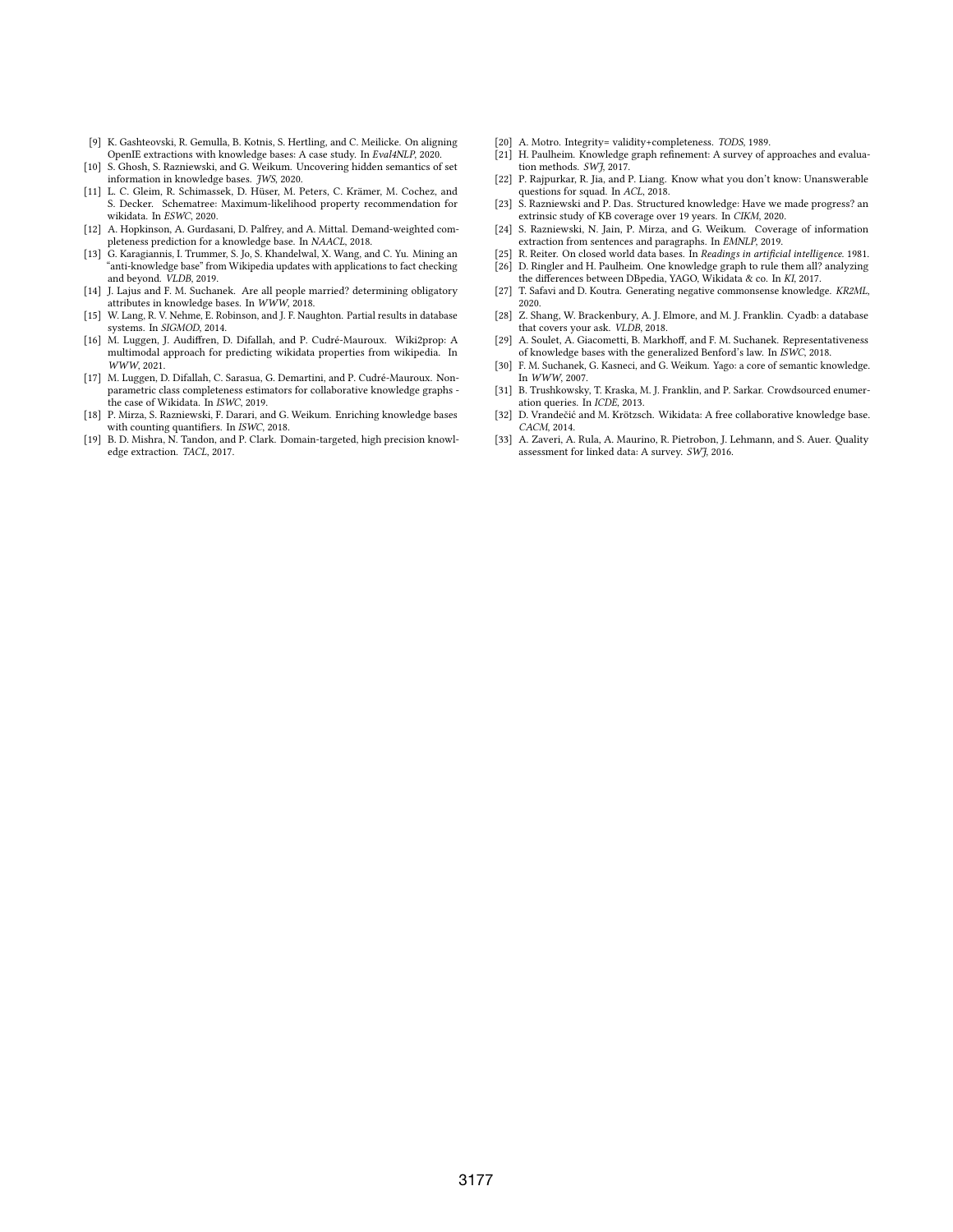[9] K. Gashteovski, R. Gemulla, B. Kotnis, S. Hertling, and C. Meilicke. On aligning OpenIE extractions with knowledge bases: A case study. In *Eval4NLP*, 2020.

[10] S. Ghosh, S. Razniewski, and G. Weikum. Uncovering hidden semantics of set information in knowledge bases. *JWS*, 2020.

[11] L. C. Gleim, R. Schimassek, D. Hüser, M. Peters, C. Krämer, M. Cochez, and S. Decker. Schematree: Maximum-likelihood property recommendation for wikidata. In *ESWC*, 2020.

[12] A. Hopkinson, A. Gurdasani, D. Palfrey, and A. Mittal. Demand-weighted completeness prediction for a knowledge base. In *NAACL*, 2018.

[13] G. Karagiannis, I. Trummer, S. Jo, S. Khandelwal, X. Wang, and C. Yu. Mining an "anti-knowledge base" from Wikipedia updates with applications to fact checking and beyond. *VLDB*, 2019.

[14] J. Lajus and F. M. Suchanek. Are all people married? determining obligatory attributes in knowledge bases. In *WWW*, 2018.

[15] W. Lang, R. V. Nehme, E. Robinson, and J. F. Naughton. Partial results in database systems. In *SIGMOD*, 2014.

[16] M. Luggen, J. Audiffren, D. Difallah, and P. Cudré-Mauroux. Wiki2prop: A multimodal approach for predicting wikidata properties from wikipedia. In *WWW*, 2021.

[17] M. Luggen, D. Difallah, C. Sarasua, G. Demartini, and P. Cudré-Mauroux. Non-parametric class completeness estimators for collaborative knowledge graphs - the case of Wikidata. In *ISWC*, 2019.

[18] P. Mirza, S. Razniewski, F. Darari, and G. Weikum. Enriching knowledge bases with counting quantifiers. In *ISWC*, 2018.

[19] B. D. Mishra, N. Tandon, and P. Clark. Domain-targeted, high precision knowledge extraction. *TACL*, 2017.

[20] A. Motro. Integrity= validity+completeness. *TODS*, 1989.

[21] H. Paulheim. Knowledge graph refinement: A survey of approaches and evaluation methods. *SWJ*, 2017.

[22] P. Rajpurkar, R. Jia, and P. Liang. Know what you don't know: Unanswerable questions for squad. In *ACL*, 2018.

[23] S. Razniewski and P. Das. Structured knowledge: Have we made progress? an extrinsic study of KB coverage over 19 years. In *CIKM*, 2020.

[24] S. Razniewski, N. Jain, P. Mirza, and G. Weikum. Coverage of information extraction from sentences and paragraphs. In *EMNLP*, 2019.

[25] R. Reiter. On closed world data bases. In *Readings in artificial intelligence*. 1981.

[26] D. Ringler and H. Paulheim. One knowledge graph to rule them all? analyzing the differences between DBpedia, YAGO, Wikidata & co. In *KI*, 2017.

[27] T. Safavi and D. Koutra. Generating negative commonsense knowledge. *KR2ML*, 2020.

[28] Z. Shang, W. Brackenbury, A. J. Elmore, and M. J. Franklin. Cyadb: a database that covers your ask. *VLDB*, 2018.

[29] A. Soulet, A. Giacometti, B. Markhoff, and F. M. Suchanek. Representativeness of knowledge bases with the generalized Benford's law. In *ISWC*, 2018.

[30] F. M. Suchanek, G. Kasneci, and G. Weikum. Yago: a core of semantic knowledge. In *WWW*, 2007.

[31] B. Trushkowsky, T. Kraska, M. J. Franklin, and P. Sarkar. Crowdsourced enumeration queries. In *ICDE*, 2013.

[32] D. Vrandečić and M. Krötzsch. Wikidata: A free collaborative knowledge base. *CACM*, 2014.

[33] A. Zaveri, A. Rula, A. Maurino, R. Pietrobon, J. Lehmann, and S. Auer. Quality assessment for linked data: A survey. *SWJ*, 2016.